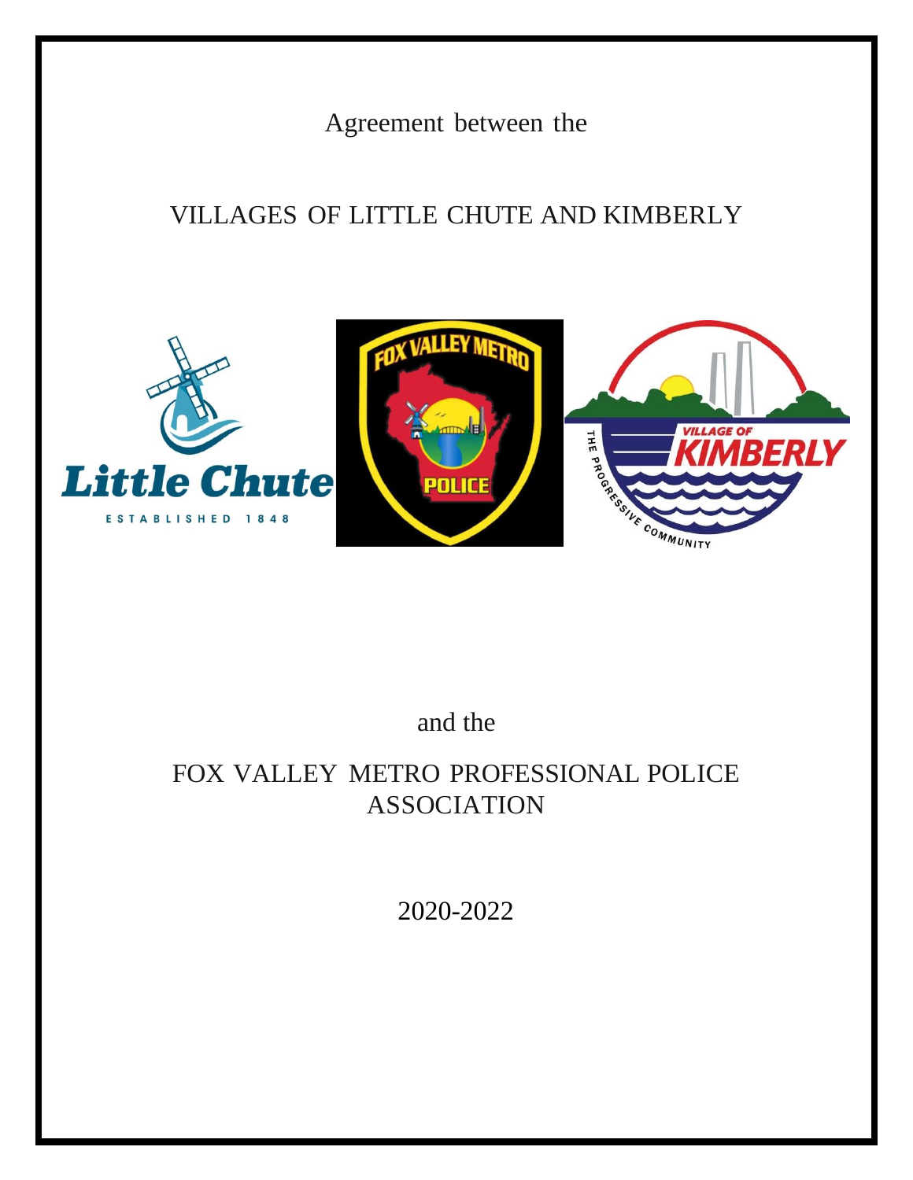Agreement between the

# VILLAGES OF LITTLE CHUTE AND KIMBERLY

and the

# FOX VALLEY METRO PROFESSIONAL POLICE ASSOCIATION

2020-2022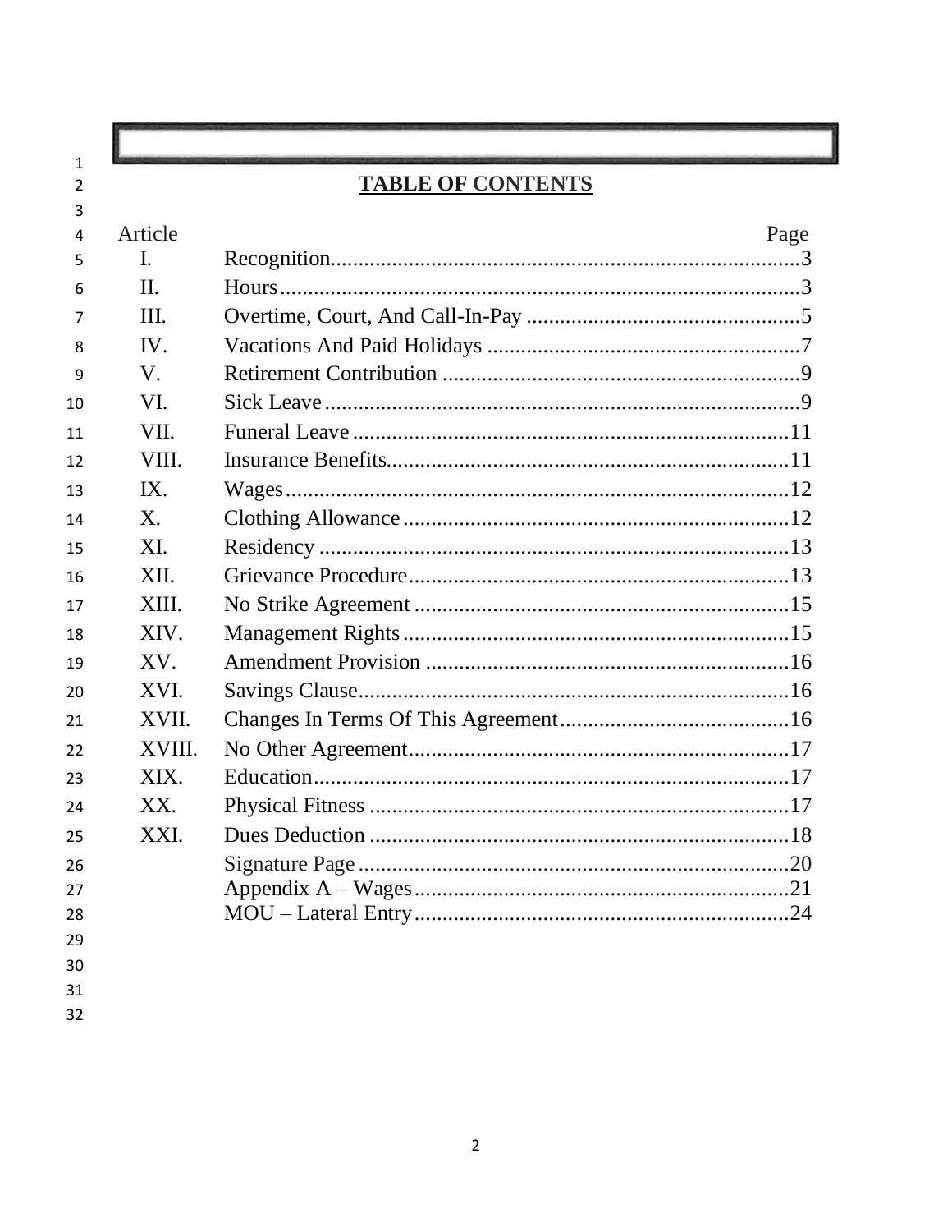## TABLE OF CONTENTS

| Article | | Page |
|---|---|---|
| I. | Recognition | 3 |
| II. | Hours | 3 |
| III. | Overtime, Court, And Call-In-Pay | 5 |
| IV. | Vacations And Paid Holidays | 7 |
| V. | Retirement Contribution | 9 |
| VI. | Sick Leave | 9 |
| VII. | Funeral Leave | 11 |
| VIII. | Insurance Benefits | 11 |
| IX. | Wages | 12 |
| X. | Clothing Allowance | 12 |
| XI. | Residency | 13 |
| XII. | Grievance Procedure | 13 |
| XIII. | No Strike Agreement | 15 |
| XIV. | Management Rights | 15 |
| XV. | Amendment Provision | 16 |
| XVI. | Savings Clause | 16 |
| XVII. | Changes In Terms Of This Agreement | 16 |
| XVIII. | No Other Agreement | 17 |
| XIX. | Education | 17 |
| XX. | Physical Fitness | 17 |
| XXI. | Dues Deduction | 18 |
| | Signature Page | 20 |
| | Appendix A – Wages | 21 |
| | MOU – Lateral Entry | 24 |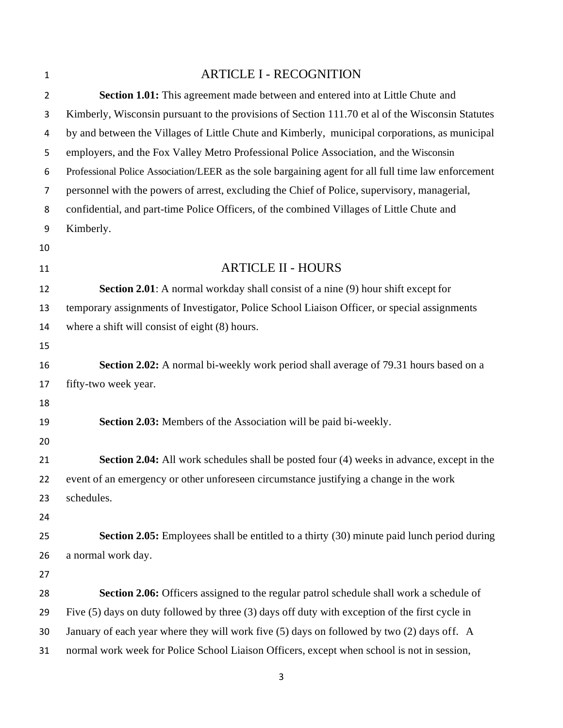## ARTICLE I - RECOGNITION

**Section 1.01:** This agreement made between and entered into at Little Chute and Kimberly, Wisconsin pursuant to the provisions of Section 111.70 et al of the Wisconsin Statutes by and between the Villages of Little Chute and Kimberly, municipal corporations, as municipal employers, and the Fox Valley Metro Professional Police Association, and the Wisconsin Professional Police Association/LEER as the sole bargaining agent for all full time law enforcement personnel with the powers of arrest, excluding the Chief of Police, supervisory, managerial, confidential, and part-time Police Officers, of the combined Villages of Little Chute and Kimberly.

## ARTICLE II - HOURS

**Section 2.01**: A normal workday shall consist of a nine (9) hour shift except for temporary assignments of Investigator, Police School Liaison Officer, or special assignments where a shift will consist of eight (8) hours.

**Section 2.02:** A normal bi-weekly work period shall average of 79.31 hours based on a fifty-two week year.

**Section 2.03:** Members of the Association will be paid bi-weekly.

**Section 2.04:** All work schedules shall be posted four (4) weeks in advance, except in the event of an emergency or other unforeseen circumstance justifying a change in the work schedules.

**Section 2.05:** Employees shall be entitled to a thirty (30) minute paid lunch period during a normal work day.

**Section 2.06:** Officers assigned to the regular patrol schedule shall work a schedule of Five (5) days on duty followed by three (3) days off duty with exception of the first cycle in January of each year where they will work five (5) days on followed by two (2) days off. A normal work week for Police School Liaison Officers, except when school is not in session,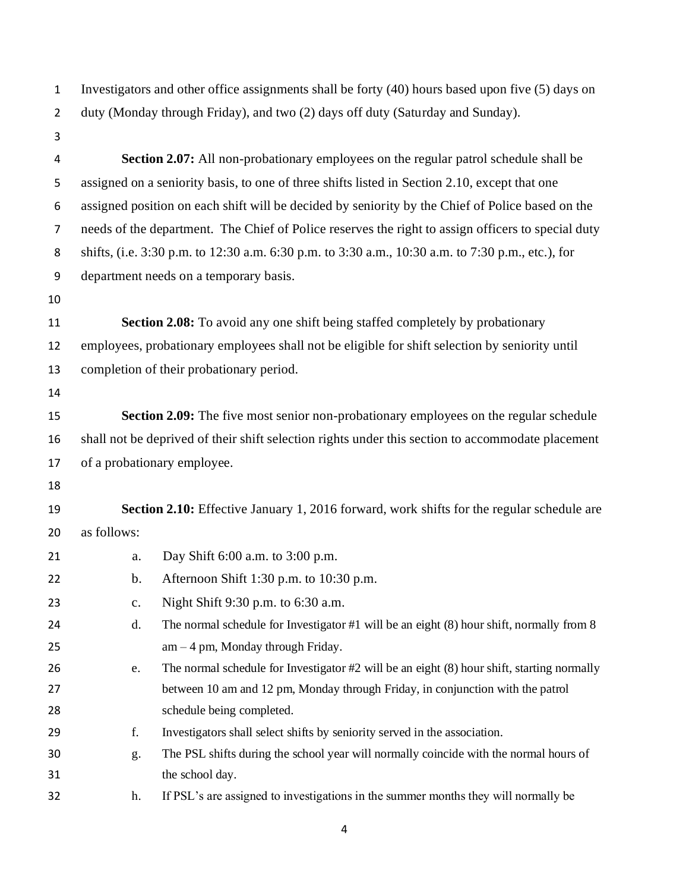Investigators and other office assignments shall be forty (40) hours based upon five (5) days on duty (Monday through Friday), and two (2) days off duty (Saturday and Sunday).

**Section 2.07:** All non-probationary employees on the regular patrol schedule shall be assigned on a seniority basis, to one of three shifts listed in Section 2.10, except that one assigned position on each shift will be decided by seniority by the Chief of Police based on the needs of the department. The Chief of Police reserves the right to assign officers to special duty shifts, (i.e. 3:30 p.m. to 12:30 a.m. 6:30 p.m. to 3:30 a.m., 10:30 a.m. to 7:30 p.m., etc.), for department needs on a temporary basis.

**Section 2.08:** To avoid any one shift being staffed completely by probationary employees, probationary employees shall not be eligible for shift selection by seniority until completion of their probationary period.

**Section 2.09:** The five most senior non-probationary employees on the regular schedule shall not be deprived of their shift selection rights under this section to accommodate placement of a probationary employee.

**Section 2.10:** Effective January 1, 2016 forward, work shifts for the regular schedule are as follows:

a. Day Shift 6:00 a.m. to 3:00 p.m.

b. Afternoon Shift 1:30 p.m. to 10:30 p.m.

c. Night Shift 9:30 p.m. to 6:30 a.m.

d. The normal schedule for Investigator #1 will be an eight (8) hour shift, normally from 8 am – 4 pm, Monday through Friday.

e. The normal schedule for Investigator #2 will be an eight (8) hour shift, starting normally between 10 am and 12 pm, Monday through Friday, in conjunction with the patrol schedule being completed.

f. Investigators shall select shifts by seniority served in the association.

g. The PSL shifts during the school year will normally coincide with the normal hours of the school day.

h. If PSL's are assigned to investigations in the summer months they will normally be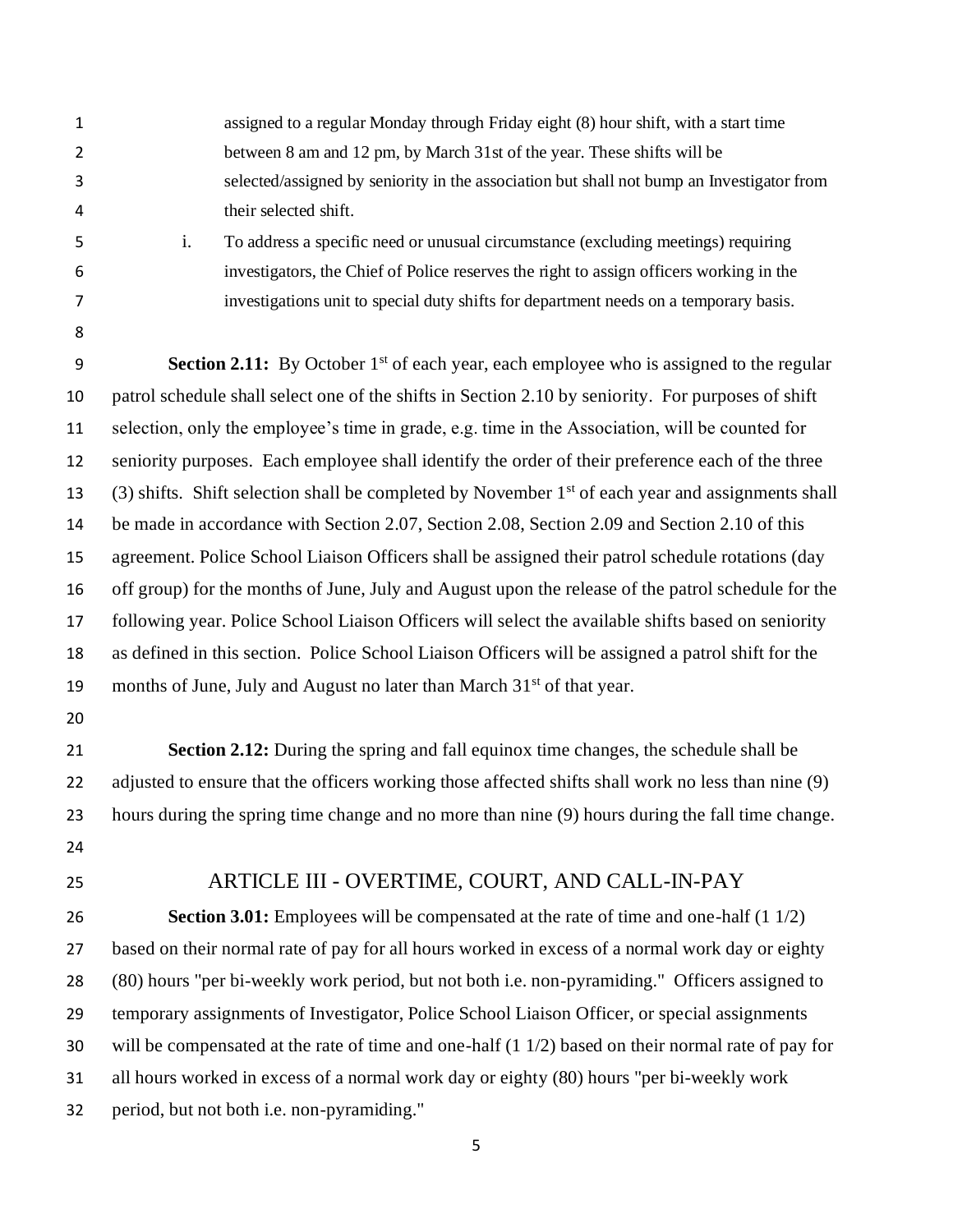assigned to a regular Monday through Friday eight (8) hour shift, with a start time between 8 am and 12 pm, by March 31st of the year. These shifts will be selected/assigned by seniority in the association but shall not bump an Investigator from their selected shift.

i. To address a specific need or unusual circumstance (excluding meetings) requiring investigators, the Chief of Police reserves the right to assign officers working in the investigations unit to special duty shifts for department needs on a temporary basis.

**Section 2.11:** By October 1st of each year, each employee who is assigned to the regular patrol schedule shall select one of the shifts in Section 2.10 by seniority. For purposes of shift selection, only the employee's time in grade, e.g. time in the Association, will be counted for seniority purposes. Each employee shall identify the order of their preference each of the three (3) shifts. Shift selection shall be completed by November 1st of each year and assignments shall be made in accordance with Section 2.07, Section 2.08, Section 2.09 and Section 2.10 of this agreement. Police School Liaison Officers shall be assigned their patrol schedule rotations (day off group) for the months of June, July and August upon the release of the patrol schedule for the following year. Police School Liaison Officers will select the available shifts based on seniority as defined in this section. Police School Liaison Officers will be assigned a patrol shift for the months of June, July and August no later than March 31st of that year.

**Section 2.12:** During the spring and fall equinox time changes, the schedule shall be adjusted to ensure that the officers working those affected shifts shall work no less than nine (9) hours during the spring time change and no more than nine (9) hours during the fall time change.

## ARTICLE III - OVERTIME, COURT, AND CALL-IN-PAY

**Section 3.01:** Employees will be compensated at the rate of time and one-half (1 1/2) based on their normal rate of pay for all hours worked in excess of a normal work day or eighty (80) hours "per bi-weekly work period, but not both i.e. non-pyramiding." Officers assigned to temporary assignments of Investigator, Police School Liaison Officer, or special assignments will be compensated at the rate of time and one-half (1 1/2) based on their normal rate of pay for all hours worked in excess of a normal work day or eighty (80) hours "per bi-weekly work period, but not both i.e. non-pyramiding."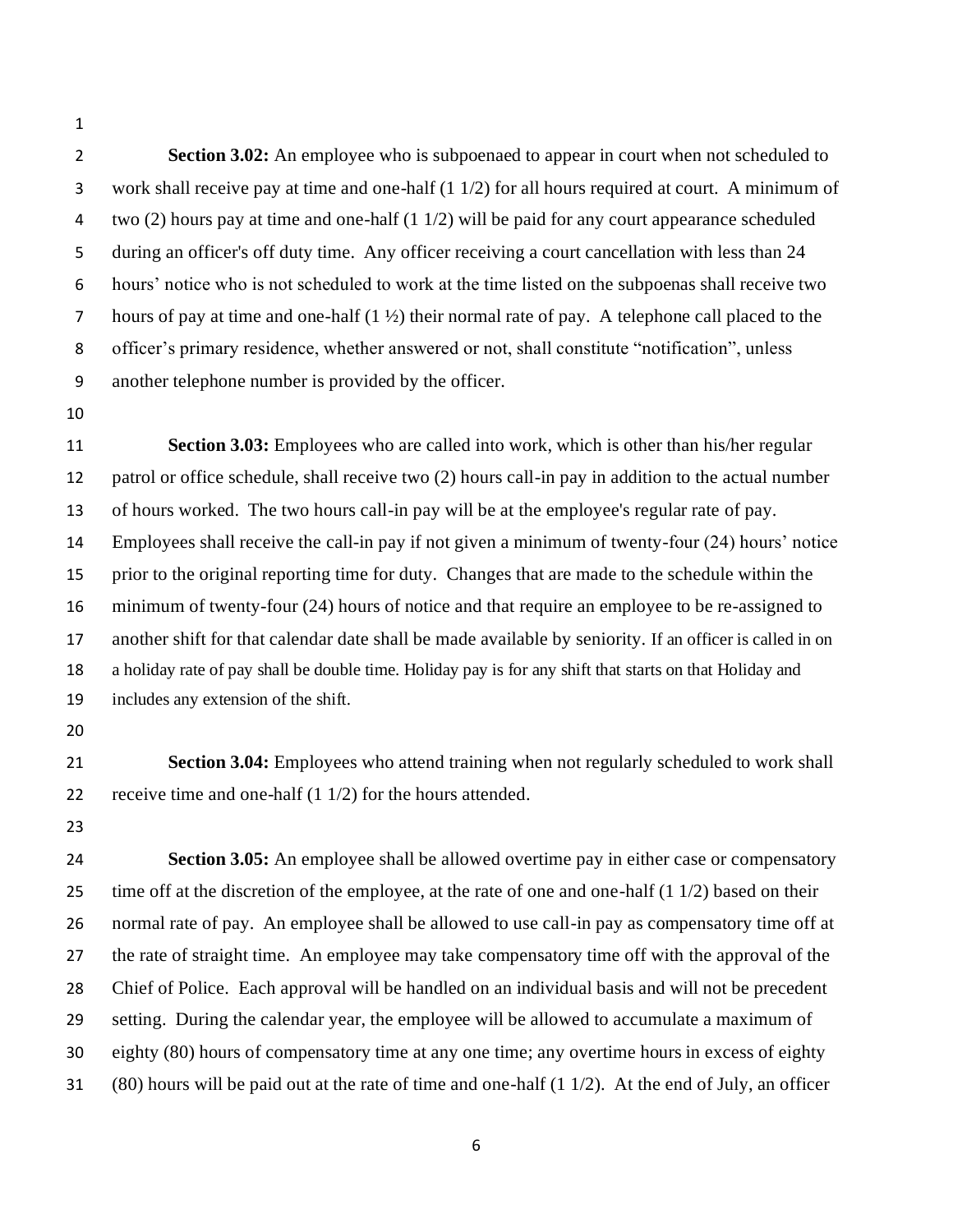**Section 3.02:** An employee who is subpoenaed to appear in court when not scheduled to work shall receive pay at time and one-half (1 1/2) for all hours required at court. A minimum of two (2) hours pay at time and one-half (1 1/2) will be paid for any court appearance scheduled during an officer's off duty time. Any officer receiving a court cancellation with less than 24 hours' notice who is not scheduled to work at the time listed on the subpoenas shall receive two hours of pay at time and one-half (1 ½) their normal rate of pay. A telephone call placed to the officer's primary residence, whether answered or not, shall constitute "notification", unless another telephone number is provided by the officer.

**Section 3.03:** Employees who are called into work, which is other than his/her regular patrol or office schedule, shall receive two (2) hours call-in pay in addition to the actual number of hours worked. The two hours call-in pay will be at the employee's regular rate of pay. Employees shall receive the call-in pay if not given a minimum of twenty-four (24) hours' notice prior to the original reporting time for duty. Changes that are made to the schedule within the minimum of twenty-four (24) hours of notice and that require an employee to be re-assigned to another shift for that calendar date shall be made available by seniority. If an officer is called in on a holiday rate of pay shall be double time. Holiday pay is for any shift that starts on that Holiday and includes any extension of the shift.

**Section 3.04:** Employees who attend training when not regularly scheduled to work shall receive time and one-half (1 1/2) for the hours attended.

**Section 3.05:** An employee shall be allowed overtime pay in either case or compensatory time off at the discretion of the employee, at the rate of one and one-half (1 1/2) based on their normal rate of pay. An employee shall be allowed to use call-in pay as compensatory time off at the rate of straight time. An employee may take compensatory time off with the approval of the Chief of Police. Each approval will be handled on an individual basis and will not be precedent setting. During the calendar year, the employee will be allowed to accumulate a maximum of eighty (80) hours of compensatory time at any one time; any overtime hours in excess of eighty (80) hours will be paid out at the rate of time and one-half (1 1/2). At the end of July, an officer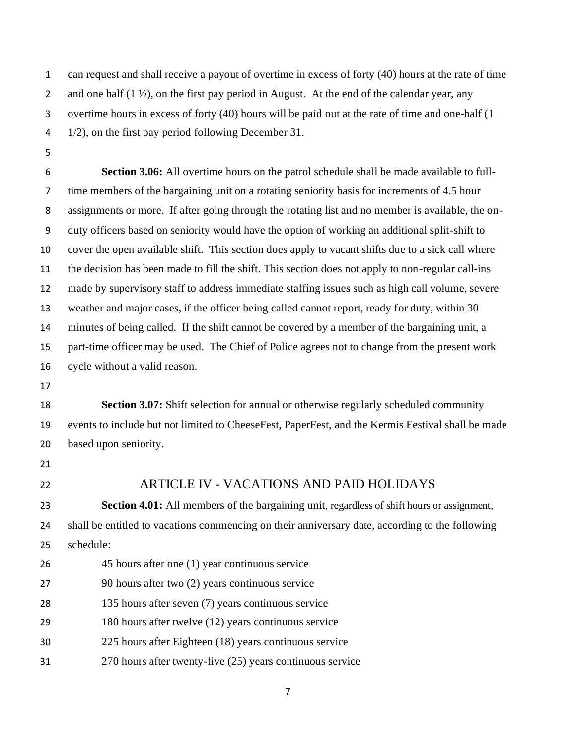can request and shall receive a payout of overtime in excess of forty (40) hours at the rate of time and one half (1 ½), on the first pay period in August. At the end of the calendar year, any overtime hours in excess of forty (40) hours will be paid out at the rate of time and one-half (1 1/2), on the first pay period following December 31.

**Section 3.06:** All overtime hours on the patrol schedule shall be made available to full-time members of the bargaining unit on a rotating seniority basis for increments of 4.5 hour assignments or more. If after going through the rotating list and no member is available, the on-duty officers based on seniority would have the option of working an additional split-shift to cover the open available shift. This section does apply to vacant shifts due to a sick call where the decision has been made to fill the shift. This section does not apply to non-regular call-ins made by supervisory staff to address immediate staffing issues such as high call volume, severe weather and major cases, if the officer being called cannot report, ready for duty, within 30 minutes of being called. If the shift cannot be covered by a member of the bargaining unit, a part-time officer may be used. The Chief of Police agrees not to change from the present work cycle without a valid reason.

**Section 3.07:** Shift selection for annual or otherwise regularly scheduled community events to include but not limited to CheeseFest, PaperFest, and the Kermis Festival shall be made based upon seniority.

## ARTICLE IV - VACATIONS AND PAID HOLIDAYS

**Section 4.01:** All members of the bargaining unit, regardless of shift hours or assignment, shall be entitled to vacations commencing on their anniversary date, according to the following schedule:

45 hours after one (1) year continuous service
90 hours after two (2) years continuous service
135 hours after seven (7) years continuous service
180 hours after twelve (12) years continuous service
225 hours after Eighteen (18) years continuous service
270 hours after twenty-five (25) years continuous service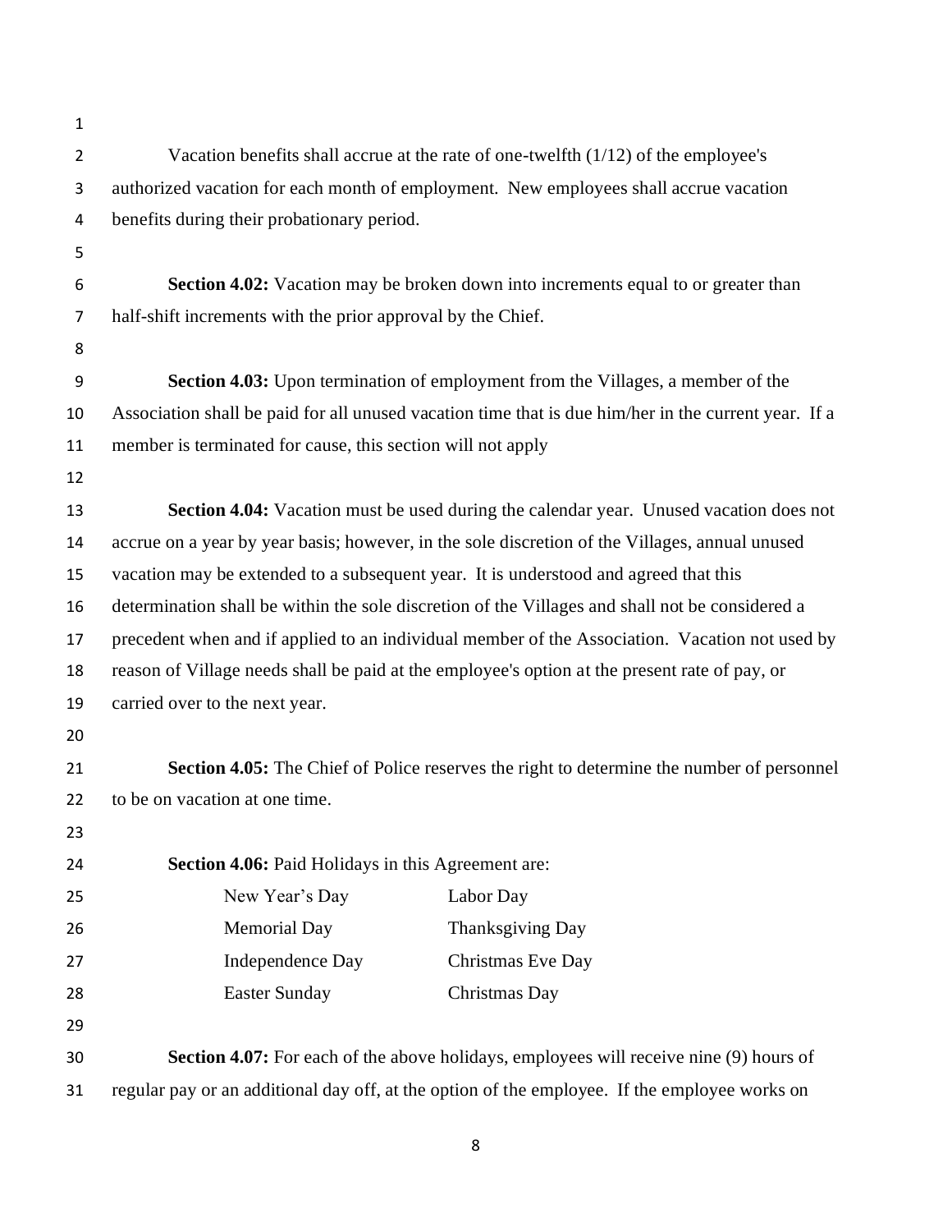Vacation benefits shall accrue at the rate of one-twelfth (1/12) of the employee's authorized vacation for each month of employment. New employees shall accrue vacation benefits during their probationary period.

**Section 4.02:** Vacation may be broken down into increments equal to or greater than half-shift increments with the prior approval by the Chief.

**Section 4.03:** Upon termination of employment from the Villages, a member of the Association shall be paid for all unused vacation time that is due him/her in the current year. If a member is terminated for cause, this section will not apply

**Section 4.04:** Vacation must be used during the calendar year. Unused vacation does not accrue on a year by year basis; however, in the sole discretion of the Villages, annual unused vacation may be extended to a subsequent year. It is understood and agreed that this determination shall be within the sole discretion of the Villages and shall not be considered a precedent when and if applied to an individual member of the Association. Vacation not used by reason of Village needs shall be paid at the employee's option at the present rate of pay, or carried over to the next year.

**Section 4.05:** The Chief of Police reserves the right to determine the number of personnel to be on vacation at one time.

**Section 4.06:** Paid Holidays in this Agreement are:

| | |
|---|---|
| New Year's Day | Labor Day |
| Memorial Day | Thanksgiving Day |
| Independence Day | Christmas Eve Day |
| Easter Sunday | Christmas Day |

**Section 4.07:** For each of the above holidays, employees will receive nine (9) hours of regular pay or an additional day off, at the option of the employee. If the employee works on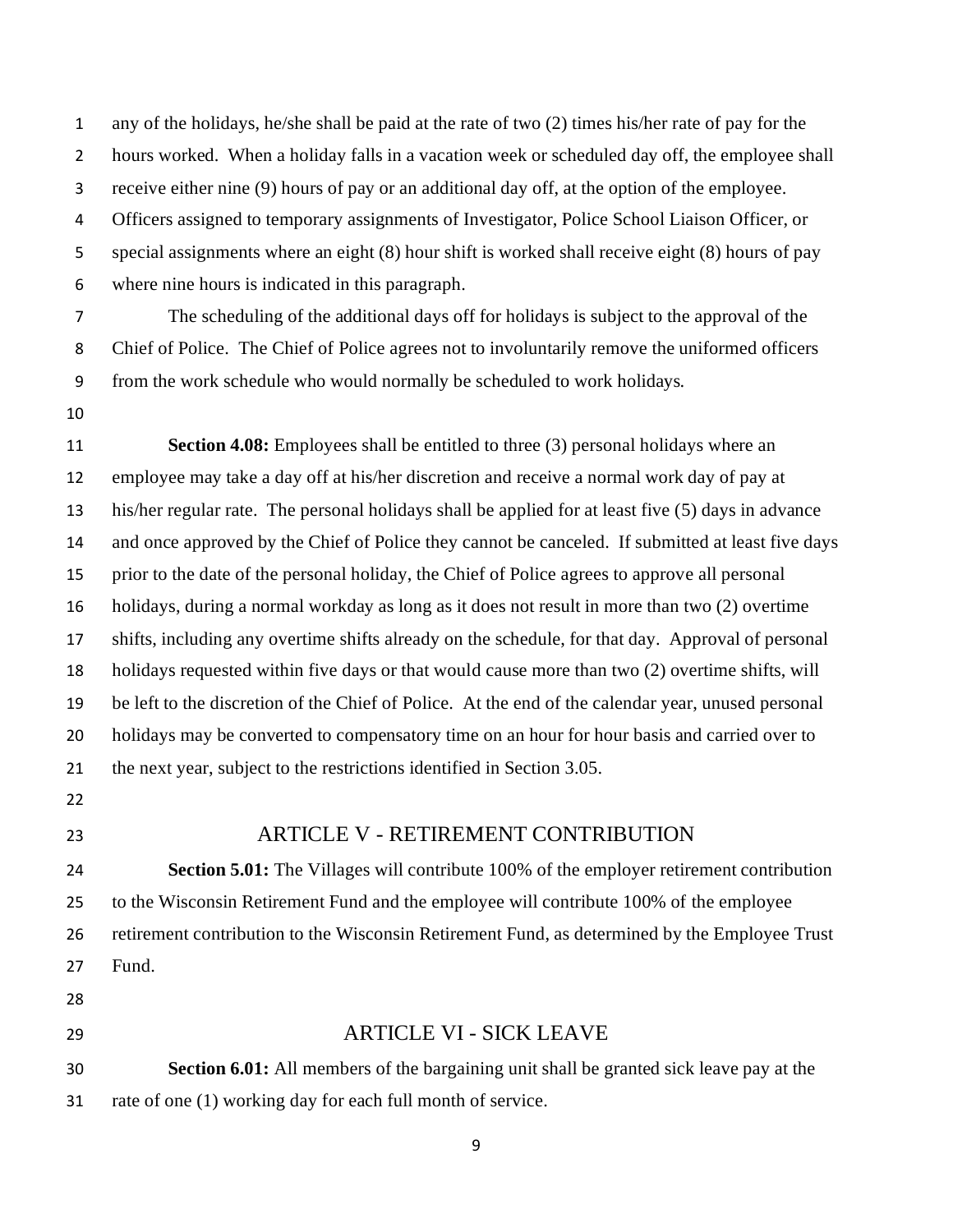any of the holidays, he/she shall be paid at the rate of two (2) times his/her rate of pay for the hours worked. When a holiday falls in a vacation week or scheduled day off, the employee shall receive either nine (9) hours of pay or an additional day off, at the option of the employee. Officers assigned to temporary assignments of Investigator, Police School Liaison Officer, or special assignments where an eight (8) hour shift is worked shall receive eight (8) hours of pay where nine hours is indicated in this paragraph.

The scheduling of the additional days off for holidays is subject to the approval of the Chief of Police. The Chief of Police agrees not to involuntarily remove the uniformed officers from the work schedule who would normally be scheduled to work holidays.

**Section 4.08:** Employees shall be entitled to three (3) personal holidays where an employee may take a day off at his/her discretion and receive a normal work day of pay at his/her regular rate. The personal holidays shall be applied for at least five (5) days in advance and once approved by the Chief of Police they cannot be canceled. If submitted at least five days prior to the date of the personal holiday, the Chief of Police agrees to approve all personal holidays, during a normal workday as long as it does not result in more than two (2) overtime shifts, including any overtime shifts already on the schedule, for that day. Approval of personal holidays requested within five days or that would cause more than two (2) overtime shifts, will be left to the discretion of the Chief of Police. At the end of the calendar year, unused personal holidays may be converted to compensatory time on an hour for hour basis and carried over to the next year, subject to the restrictions identified in Section 3.05.

## ARTICLE V - RETIREMENT CONTRIBUTION

**Section 5.01:** The Villages will contribute 100% of the employer retirement contribution to the Wisconsin Retirement Fund and the employee will contribute 100% of the employee retirement contribution to the Wisconsin Retirement Fund, as determined by the Employee Trust Fund.

## ARTICLE VI - SICK LEAVE

**Section 6.01:** All members of the bargaining unit shall be granted sick leave pay at the rate of one (1) working day for each full month of service.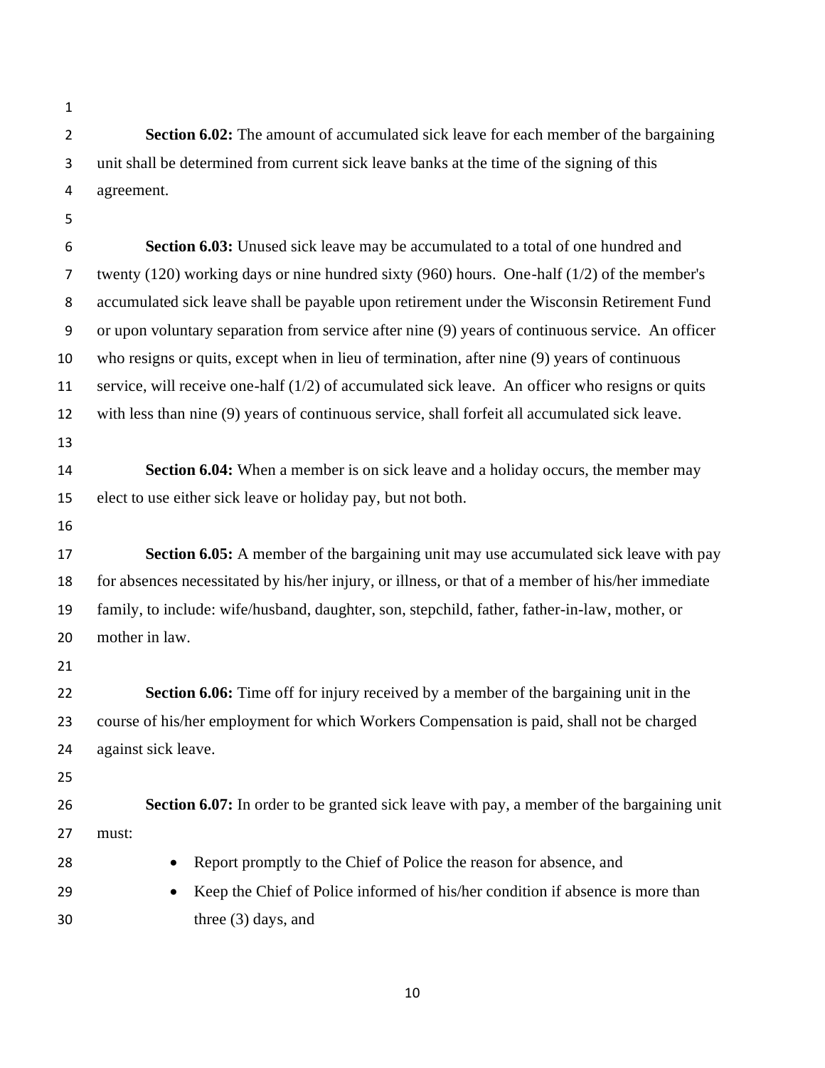**Section 6.02:** The amount of accumulated sick leave for each member of the bargaining unit shall be determined from current sick leave banks at the time of the signing of this agreement.

**Section 6.03:** Unused sick leave may be accumulated to a total of one hundred and twenty (120) working days or nine hundred sixty (960) hours. One-half (1/2) of the member's accumulated sick leave shall be payable upon retirement under the Wisconsin Retirement Fund or upon voluntary separation from service after nine (9) years of continuous service. An officer who resigns or quits, except when in lieu of termination, after nine (9) years of continuous service, will receive one-half (1/2) of accumulated sick leave. An officer who resigns or quits with less than nine (9) years of continuous service, shall forfeit all accumulated sick leave.

**Section 6.04:** When a member is on sick leave and a holiday occurs, the member may elect to use either sick leave or holiday pay, but not both.

**Section 6.05:** A member of the bargaining unit may use accumulated sick leave with pay for absences necessitated by his/her injury, or illness, or that of a member of his/her immediate family, to include: wife/husband, daughter, son, stepchild, father, father-in-law, mother, or mother in law.

**Section 6.06:** Time off for injury received by a member of the bargaining unit in the course of his/her employment for which Workers Compensation is paid, shall not be charged against sick leave.

**Section 6.07:** In order to be granted sick leave with pay, a member of the bargaining unit must:

- Report promptly to the Chief of Police the reason for absence, and
- Keep the Chief of Police informed of his/her condition if absence is more than three (3) days, and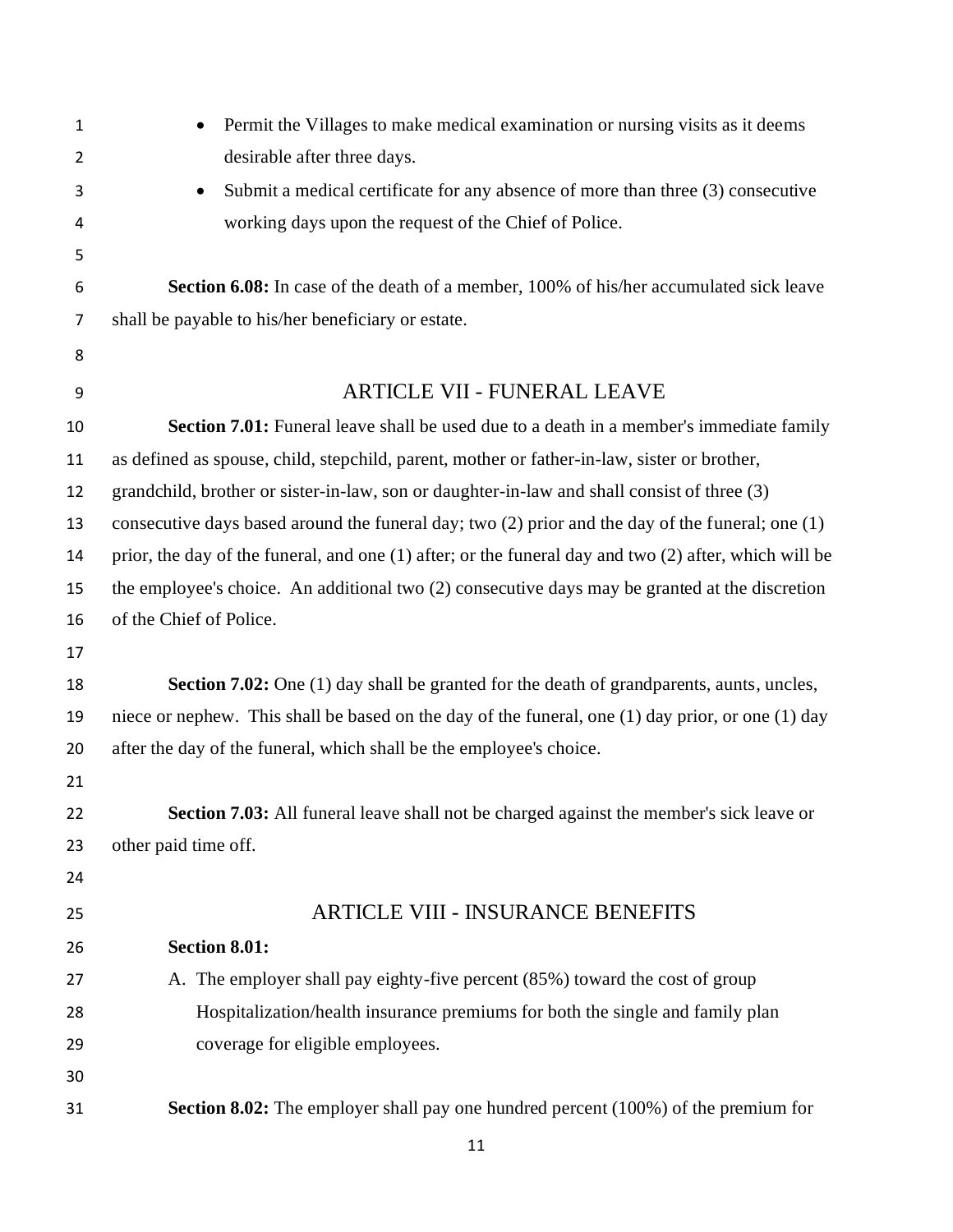- Permit the Villages to make medical examination or nursing visits as it deems desirable after three days.
- Submit a medical certificate for any absence of more than three (3) consecutive working days upon the request of the Chief of Police.

**Section 6.08:** In case of the death of a member, 100% of his/her accumulated sick leave shall be payable to his/her beneficiary or estate.

## ARTICLE VII - FUNERAL LEAVE

**Section 7.01:** Funeral leave shall be used due to a death in a member's immediate family as defined as spouse, child, stepchild, parent, mother or father-in-law, sister or brother, grandchild, brother or sister-in-law, son or daughter-in-law and shall consist of three (3) consecutive days based around the funeral day; two (2) prior and the day of the funeral; one (1) prior, the day of the funeral, and one (1) after; or the funeral day and two (2) after, which will be the employee's choice. An additional two (2) consecutive days may be granted at the discretion of the Chief of Police.

**Section 7.02:** One (1) day shall be granted for the death of grandparents, aunts, uncles, niece or nephew. This shall be based on the day of the funeral, one (1) day prior, or one (1) day after the day of the funeral, which shall be the employee's choice.

**Section 7.03:** All funeral leave shall not be charged against the member's sick leave or other paid time off.

## ARTICLE VIII - INSURANCE BENEFITS

**Section 8.01:**

A. The employer shall pay eighty-five percent (85%) toward the cost of group Hospitalization/health insurance premiums for both the single and family plan coverage for eligible employees.

**Section 8.02:** The employer shall pay one hundred percent (100%) of the premium for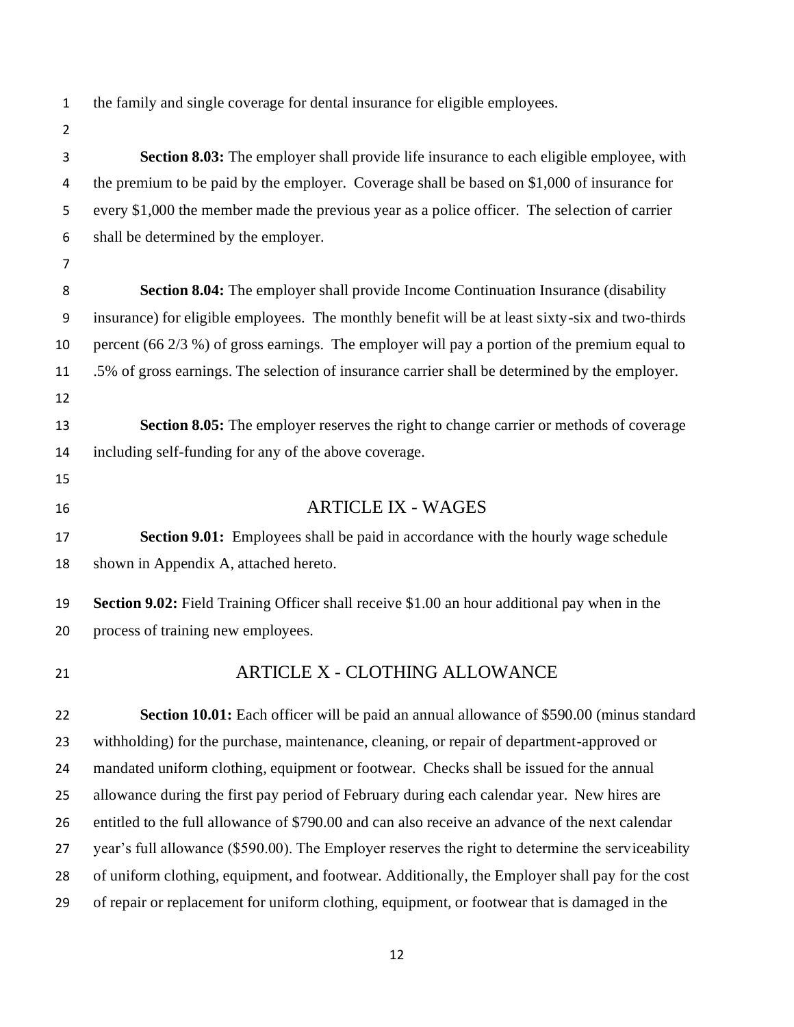the family and single coverage for dental insurance for eligible employees.

**Section 8.03:** The employer shall provide life insurance to each eligible employee, with the premium to be paid by the employer. Coverage shall be based on $1,000 of insurance for every $1,000 the member made the previous year as a police officer. The selection of carrier shall be determined by the employer.

**Section 8.04:** The employer shall provide Income Continuation Insurance (disability insurance) for eligible employees. The monthly benefit will be at least sixty-six and two-thirds percent (66 2/3 %) of gross earnings. The employer will pay a portion of the premium equal to .5% of gross earnings. The selection of insurance carrier shall be determined by the employer.

**Section 8.05:** The employer reserves the right to change carrier or methods of coverage including self-funding for any of the above coverage.

## ARTICLE IX - WAGES

**Section 9.01:** Employees shall be paid in accordance with the hourly wage schedule shown in Appendix A, attached hereto.

**Section 9.02:** Field Training Officer shall receive $1.00 an hour additional pay when in the process of training new employees.

## ARTICLE X - CLOTHING ALLOWANCE

**Section 10.01:** Each officer will be paid an annual allowance of $590.00 (minus standard withholding) for the purchase, maintenance, cleaning, or repair of department-approved or mandated uniform clothing, equipment or footwear. Checks shall be issued for the annual allowance during the first pay period of February during each calendar year. New hires are entitled to the full allowance of $790.00 and can also receive an advance of the next calendar year's full allowance ($590.00). The Employer reserves the right to determine the serviceability of uniform clothing, equipment, and footwear. Additionally, the Employer shall pay for the cost of repair or replacement for uniform clothing, equipment, or footwear that is damaged in the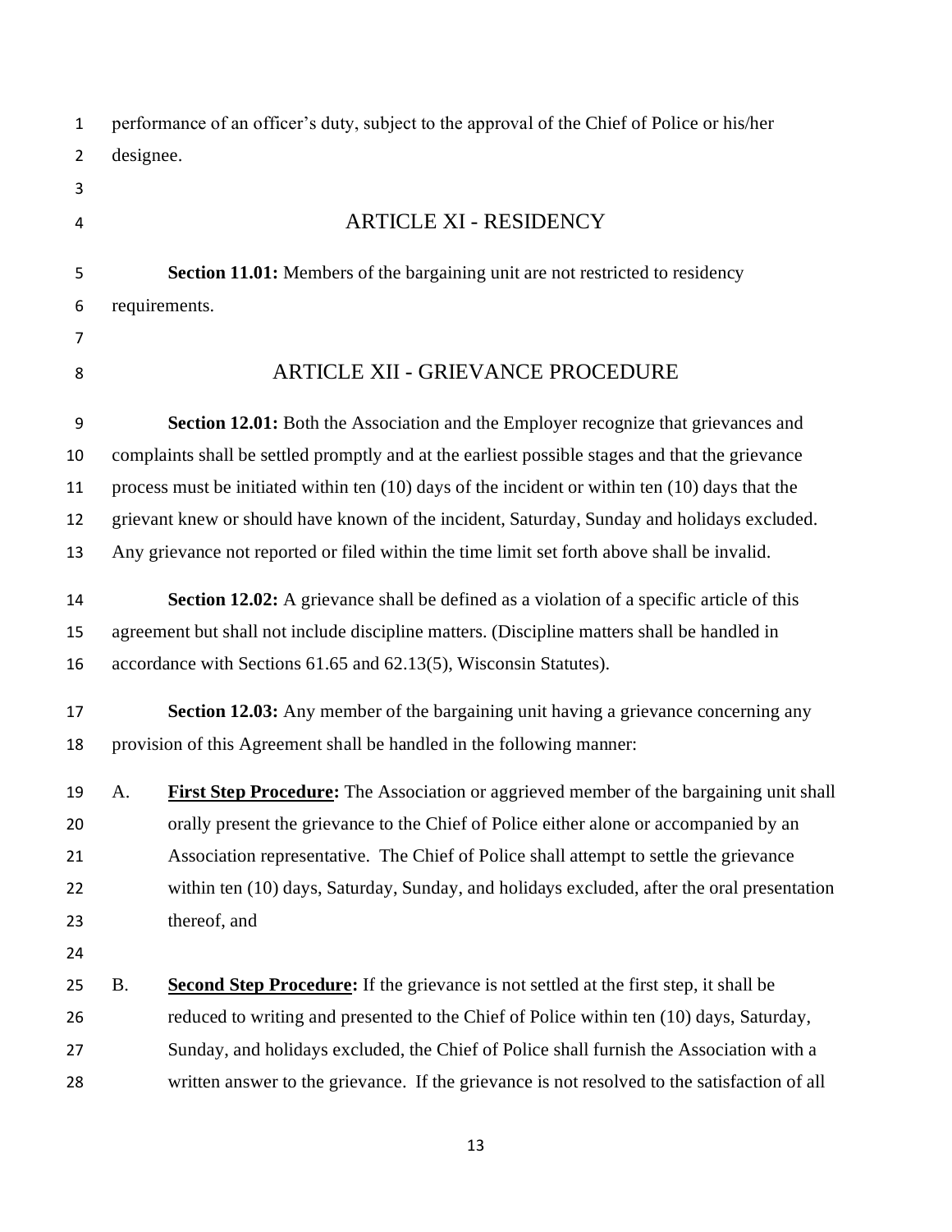performance of an officer's duty, subject to the approval of the Chief of Police or his/her designee.

## ARTICLE XI - RESIDENCY

**Section 11.01:** Members of the bargaining unit are not restricted to residency requirements.

## ARTICLE XII - GRIEVANCE PROCEDURE

**Section 12.01:** Both the Association and the Employer recognize that grievances and complaints shall be settled promptly and at the earliest possible stages and that the grievance process must be initiated within ten (10) days of the incident or within ten (10) days that the grievant knew or should have known of the incident, Saturday, Sunday and holidays excluded. Any grievance not reported or filed within the time limit set forth above shall be invalid.

**Section 12.02:** A grievance shall be defined as a violation of a specific article of this agreement but shall not include discipline matters. (Discipline matters shall be handled in accordance with Sections 61.65 and 62.13(5), Wisconsin Statutes).

**Section 12.03:** Any member of the bargaining unit having a grievance concerning any provision of this Agreement shall be handled in the following manner:

A. **First Step Procedure:** The Association or aggrieved member of the bargaining unit shall orally present the grievance to the Chief of Police either alone or accompanied by an Association representative. The Chief of Police shall attempt to settle the grievance within ten (10) days, Saturday, Sunday, and holidays excluded, after the oral presentation thereof, and

B. **Second Step Procedure:** If the grievance is not settled at the first step, it shall be reduced to writing and presented to the Chief of Police within ten (10) days, Saturday, Sunday, and holidays excluded, the Chief of Police shall furnish the Association with a written answer to the grievance. If the grievance is not resolved to the satisfaction of all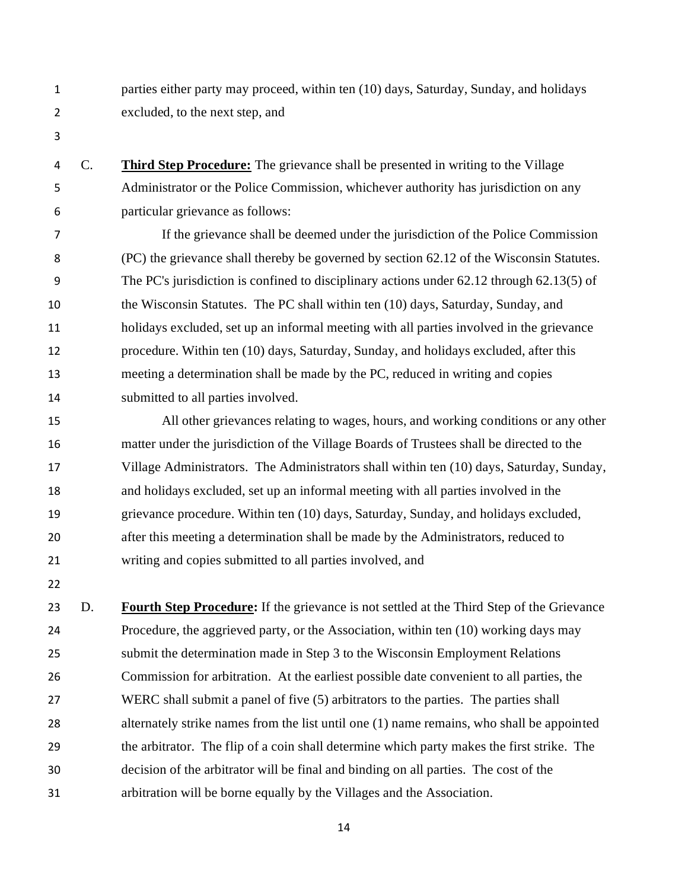parties either party may proceed, within ten (10) days, Saturday, Sunday, and holidays excluded, to the next step, and

C. **Third Step Procedure:** The grievance shall be presented in writing to the Village Administrator or the Police Commission, whichever authority has jurisdiction on any particular grievance as follows:

If the grievance shall be deemed under the jurisdiction of the Police Commission (PC) the grievance shall thereby be governed by section 62.12 of the Wisconsin Statutes. The PC's jurisdiction is confined to disciplinary actions under 62.12 through 62.13(5) of the Wisconsin Statutes. The PC shall within ten (10) days, Saturday, Sunday, and holidays excluded, set up an informal meeting with all parties involved in the grievance procedure. Within ten (10) days, Saturday, Sunday, and holidays excluded, after this meeting a determination shall be made by the PC, reduced in writing and copies submitted to all parties involved.

All other grievances relating to wages, hours, and working conditions or any other matter under the jurisdiction of the Village Boards of Trustees shall be directed to the Village Administrators. The Administrators shall within ten (10) days, Saturday, Sunday, and holidays excluded, set up an informal meeting with all parties involved in the grievance procedure. Within ten (10) days, Saturday, Sunday, and holidays excluded, after this meeting a determination shall be made by the Administrators, reduced to writing and copies submitted to all parties involved, and

D. **Fourth Step Procedure:** If the grievance is not settled at the Third Step of the Grievance Procedure, the aggrieved party, or the Association, within ten (10) working days may submit the determination made in Step 3 to the Wisconsin Employment Relations Commission for arbitration. At the earliest possible date convenient to all parties, the WERC shall submit a panel of five (5) arbitrators to the parties. The parties shall alternately strike names from the list until one (1) name remains, who shall be appointed the arbitrator. The flip of a coin shall determine which party makes the first strike. The decision of the arbitrator will be final and binding on all parties. The cost of the arbitration will be borne equally by the Villages and the Association.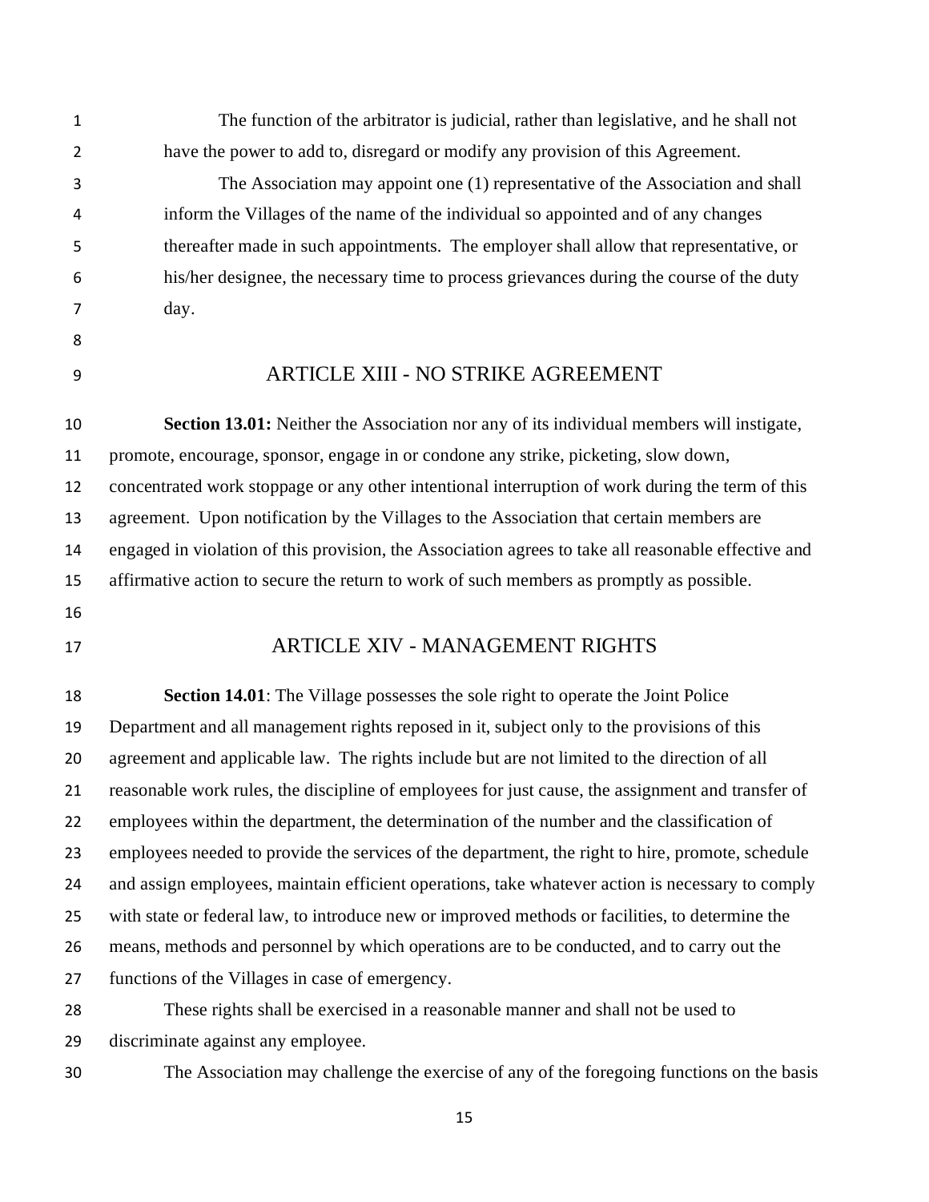The function of the arbitrator is judicial, rather than legislative, and he shall not have the power to add to, disregard or modify any provision of this Agreement.

The Association may appoint one (1) representative of the Association and shall inform the Villages of the name of the individual so appointed and of any changes thereafter made in such appointments. The employer shall allow that representative, or his/her designee, the necessary time to process grievances during the course of the duty day.

## ARTICLE XIII - NO STRIKE AGREEMENT

**Section 13.01:** Neither the Association nor any of its individual members will instigate, promote, encourage, sponsor, engage in or condone any strike, picketing, slow down, concentrated work stoppage or any other intentional interruption of work during the term of this agreement. Upon notification by the Villages to the Association that certain members are engaged in violation of this provision, the Association agrees to take all reasonable effective and affirmative action to secure the return to work of such members as promptly as possible.

## ARTICLE XIV - MANAGEMENT RIGHTS

**Section 14.01**: The Village possesses the sole right to operate the Joint Police Department and all management rights reposed in it, subject only to the provisions of this agreement and applicable law. The rights include but are not limited to the direction of all reasonable work rules, the discipline of employees for just cause, the assignment and transfer of employees within the department, the determination of the number and the classification of employees needed to provide the services of the department, the right to hire, promote, schedule and assign employees, maintain efficient operations, take whatever action is necessary to comply with state or federal law, to introduce new or improved methods or facilities, to determine the means, methods and personnel by which operations are to be conducted, and to carry out the functions of the Villages in case of emergency.

These rights shall be exercised in a reasonable manner and shall not be used to discriminate against any employee.

The Association may challenge the exercise of any of the foregoing functions on the basis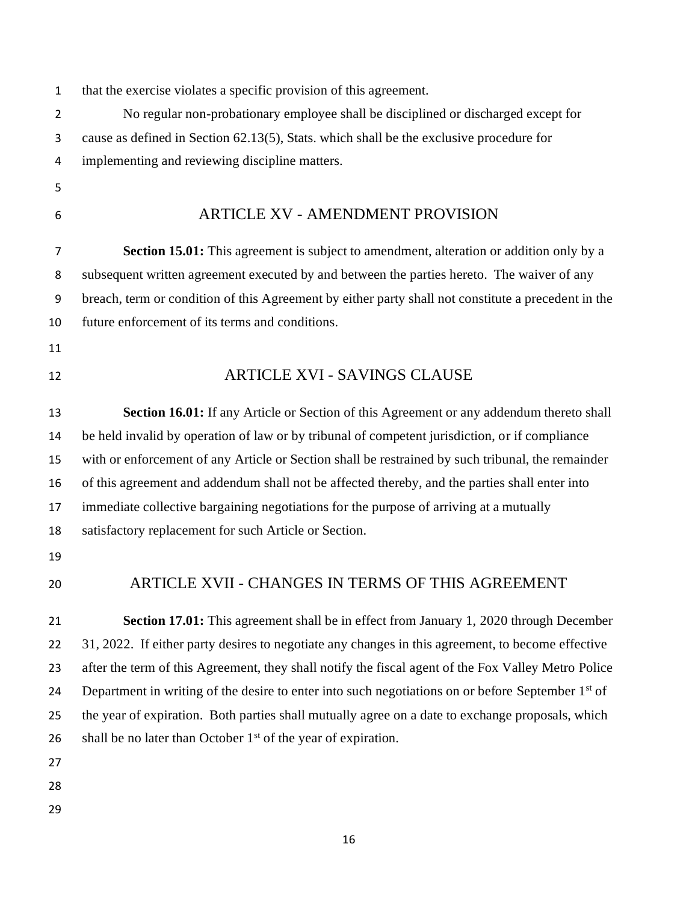that the exercise violates a specific provision of this agreement.

No regular non-probationary employee shall be disciplined or discharged except for cause as defined in Section 62.13(5), Stats. which shall be the exclusive procedure for implementing and reviewing discipline matters.

## ARTICLE XV - AMENDMENT PROVISION

**Section 15.01:** This agreement is subject to amendment, alteration or addition only by a subsequent written agreement executed by and between the parties hereto. The waiver of any breach, term or condition of this Agreement by either party shall not constitute a precedent in the future enforcement of its terms and conditions.

## ARTICLE XVI - SAVINGS CLAUSE

**Section 16.01:** If any Article or Section of this Agreement or any addendum thereto shall be held invalid by operation of law or by tribunal of competent jurisdiction, or if compliance with or enforcement of any Article or Section shall be restrained by such tribunal, the remainder of this agreement and addendum shall not be affected thereby, and the parties shall enter into immediate collective bargaining negotiations for the purpose of arriving at a mutually satisfactory replacement for such Article or Section.

## ARTICLE XVII - CHANGES IN TERMS OF THIS AGREEMENT

**Section 17.01:** This agreement shall be in effect from January 1, 2020 through December 31, 2022. If either party desires to negotiate any changes in this agreement, to become effective after the term of this Agreement, they shall notify the fiscal agent of the Fox Valley Metro Police Department in writing of the desire to enter into such negotiations on or before September 1st of the year of expiration. Both parties shall mutually agree on a date to exchange proposals, which shall be no later than October 1st of the year of expiration.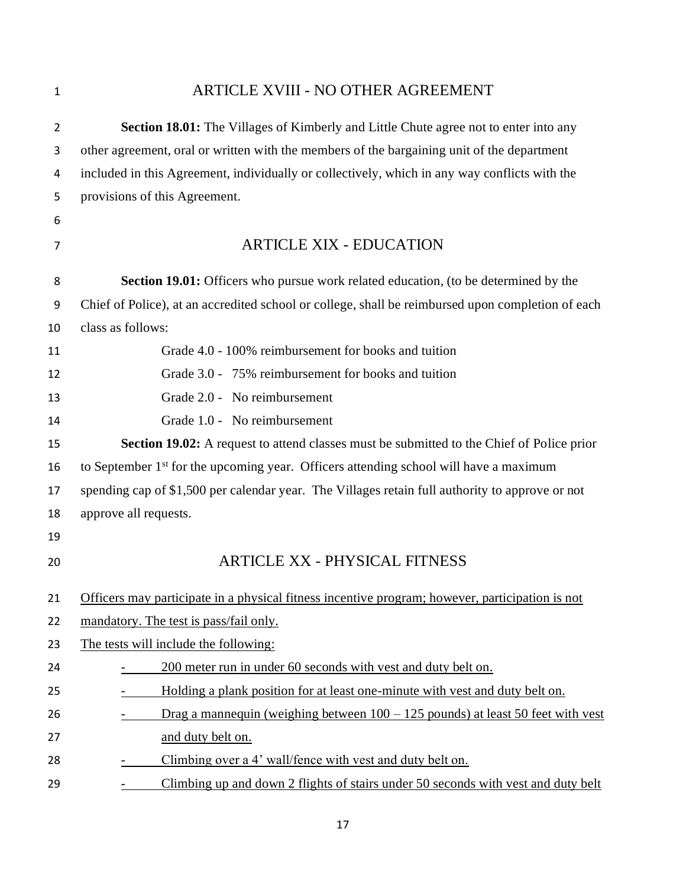## ARTICLE XVIII - NO OTHER AGREEMENT

**Section 18.01:** The Villages of Kimberly and Little Chute agree not to enter into any other agreement, oral or written with the members of the bargaining unit of the department included in this Agreement, individually or collectively, which in any way conflicts with the provisions of this Agreement.

## ARTICLE XIX - EDUCATION

**Section 19.01:** Officers who pursue work related education, (to be determined by the Chief of Police), at an accredited school or college, shall be reimbursed upon completion of each class as follows:

Grade 4.0 - 100% reimbursement for books and tuition
Grade 3.0 - 75% reimbursement for books and tuition
Grade 2.0 - No reimbursement
Grade 1.0 - No reimbursement

**Section 19.02:** A request to attend classes must be submitted to the Chief of Police prior to September 1st for the upcoming year. Officers attending school will have a maximum spending cap of $1,500 per calendar year. The Villages retain full authority to approve or not approve all requests.

## ARTICLE XX - PHYSICAL FITNESS

Officers may participate in a physical fitness incentive program; however, participation is not mandatory. The test is pass/fail only.

The tests will include the following:

- 200 meter run in under 60 seconds with vest and duty belt on.
- Holding a plank position for at least one-minute with vest and duty belt on.
- Drag a mannequin (weighing between 100 – 125 pounds) at least 50 feet with vest and duty belt on.
- Climbing over a 4' wall/fence with vest and duty belt on.
- Climbing up and down 2 flights of stairs under 50 seconds with vest and duty belt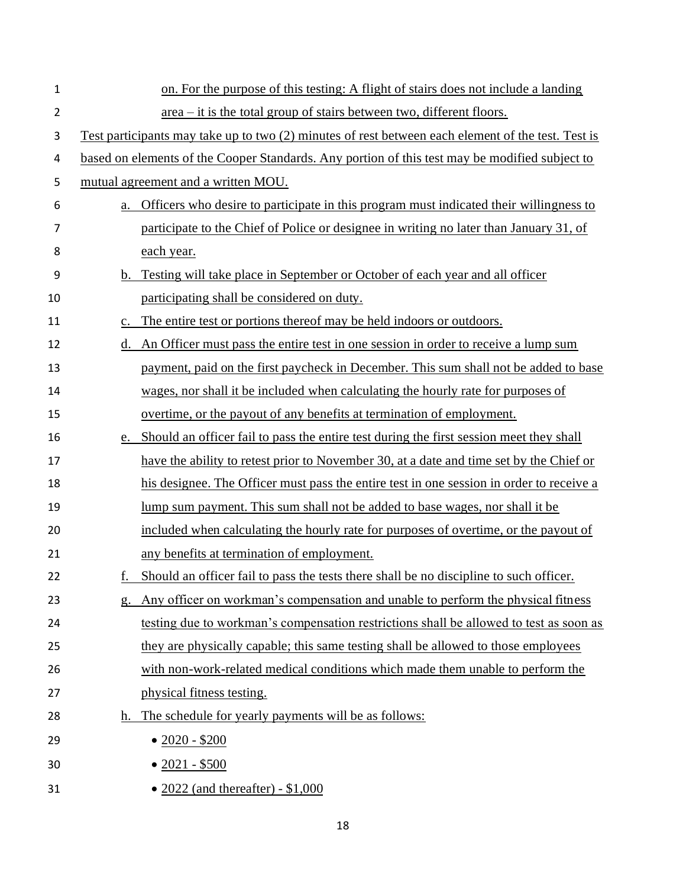on. For the purpose of this testing: A flight of stairs does not include a landing area – it is the total group of stairs between two, different floors.

Test participants may take up to two (2) minutes of rest between each element of the test. Test is based on elements of the Cooper Standards. Any portion of this test may be modified subject to mutual agreement and a written MOU.

a. Officers who desire to participate in this program must indicated their willingness to participate to the Chief of Police or designee in writing no later than January 31, of each year.

b. Testing will take place in September or October of each year and all officer participating shall be considered on duty.

c. The entire test or portions thereof may be held indoors or outdoors.

d. An Officer must pass the entire test in one session in order to receive a lump sum payment, paid on the first paycheck in December. This sum shall not be added to base wages, nor shall it be included when calculating the hourly rate for purposes of overtime, or the payout of any benefits at termination of employment.

e. Should an officer fail to pass the entire test during the first session meet they shall have the ability to retest prior to November 30, at a date and time set by the Chief or his designee. The Officer must pass the entire test in one session in order to receive a lump sum payment. This sum shall not be added to base wages, nor shall it be included when calculating the hourly rate for purposes of overtime, or the payout of any benefits at termination of employment.

f. Should an officer fail to pass the tests there shall be no discipline to such officer.

g. Any officer on workman's compensation and unable to perform the physical fitness testing due to workman's compensation restrictions shall be allowed to test as soon as they are physically capable; this same testing shall be allowed to those employees with non-work-related medical conditions which made them unable to perform the physical fitness testing.

h. The schedule for yearly payments will be as follows:

- 2020 - $200
- 2021 - $500
- 2022 (and thereafter) - $1,000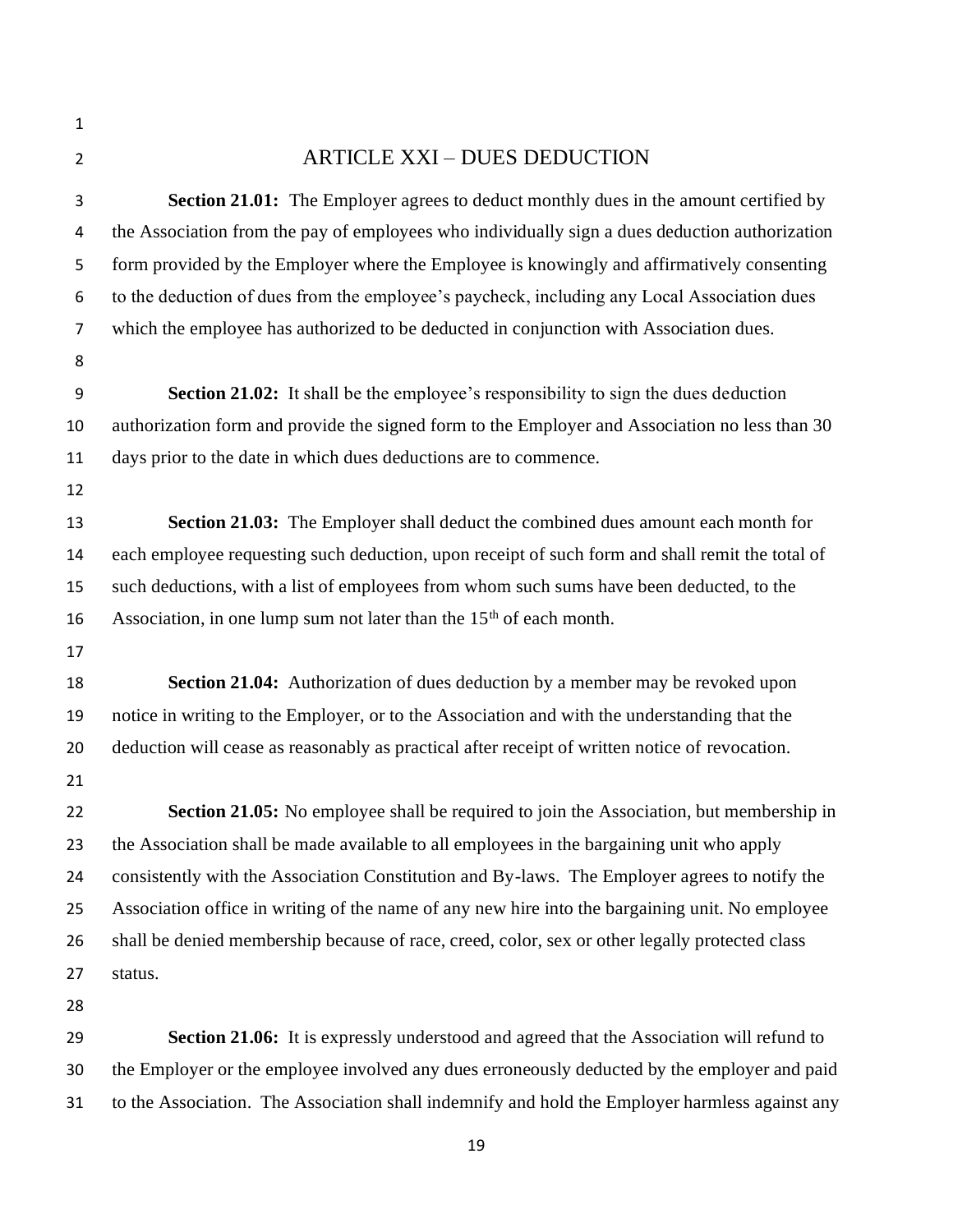## ARTICLE XXI – DUES DEDUCTION

**Section 21.01:** The Employer agrees to deduct monthly dues in the amount certified by the Association from the pay of employees who individually sign a dues deduction authorization form provided by the Employer where the Employee is knowingly and affirmatively consenting to the deduction of dues from the employee's paycheck, including any Local Association dues which the employee has authorized to be deducted in conjunction with Association dues.

**Section 21.02:** It shall be the employee's responsibility to sign the dues deduction authorization form and provide the signed form to the Employer and Association no less than 30 days prior to the date in which dues deductions are to commence.

**Section 21.03:** The Employer shall deduct the combined dues amount each month for each employee requesting such deduction, upon receipt of such form and shall remit the total of such deductions, with a list of employees from whom such sums have been deducted, to the Association, in one lump sum not later than the 15th of each month.

**Section 21.04:** Authorization of dues deduction by a member may be revoked upon notice in writing to the Employer, or to the Association and with the understanding that the deduction will cease as reasonably as practical after receipt of written notice of revocation.

**Section 21.05:** No employee shall be required to join the Association, but membership in the Association shall be made available to all employees in the bargaining unit who apply consistently with the Association Constitution and By-laws. The Employer agrees to notify the Association office in writing of the name of any new hire into the bargaining unit. No employee shall be denied membership because of race, creed, color, sex or other legally protected class status.

**Section 21.06:** It is expressly understood and agreed that the Association will refund to the Employer or the employee involved any dues erroneously deducted by the employer and paid to the Association. The Association shall indemnify and hold the Employer harmless against any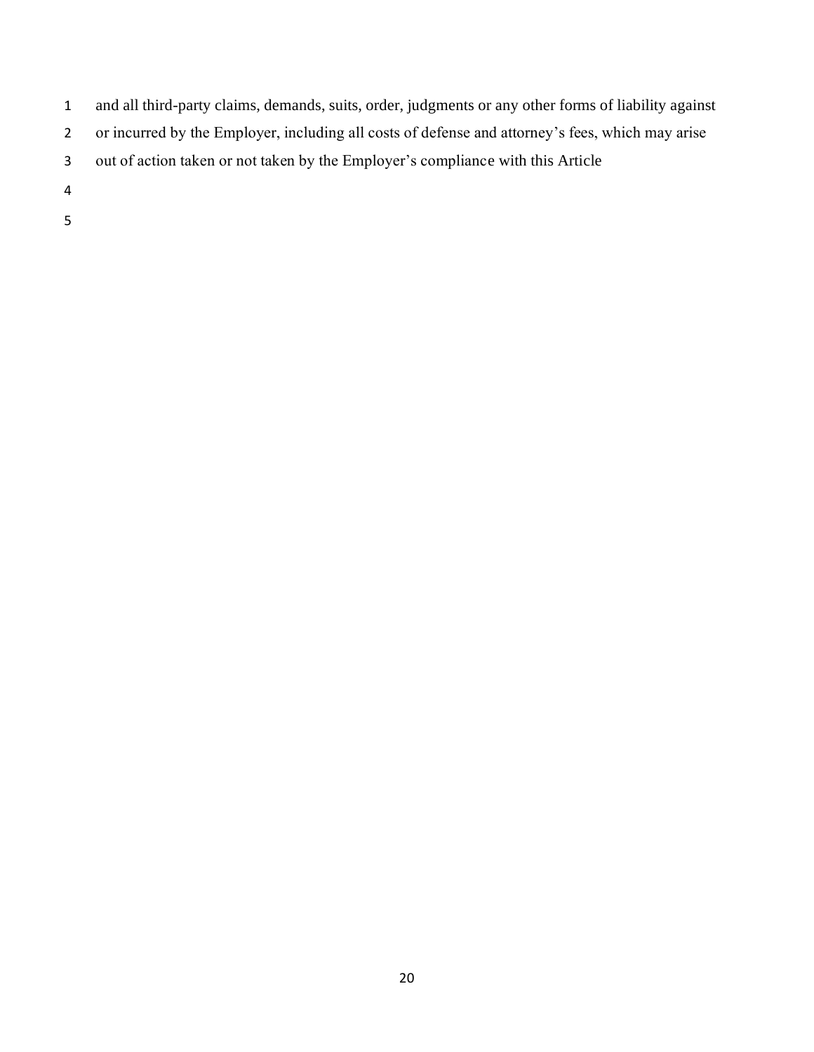and all third-party claims, demands, suits, order, judgments or any other forms of liability against or incurred by the Employer, including all costs of defense and attorney's fees, which may arise out of action taken or not taken by the Employer's compliance with this Article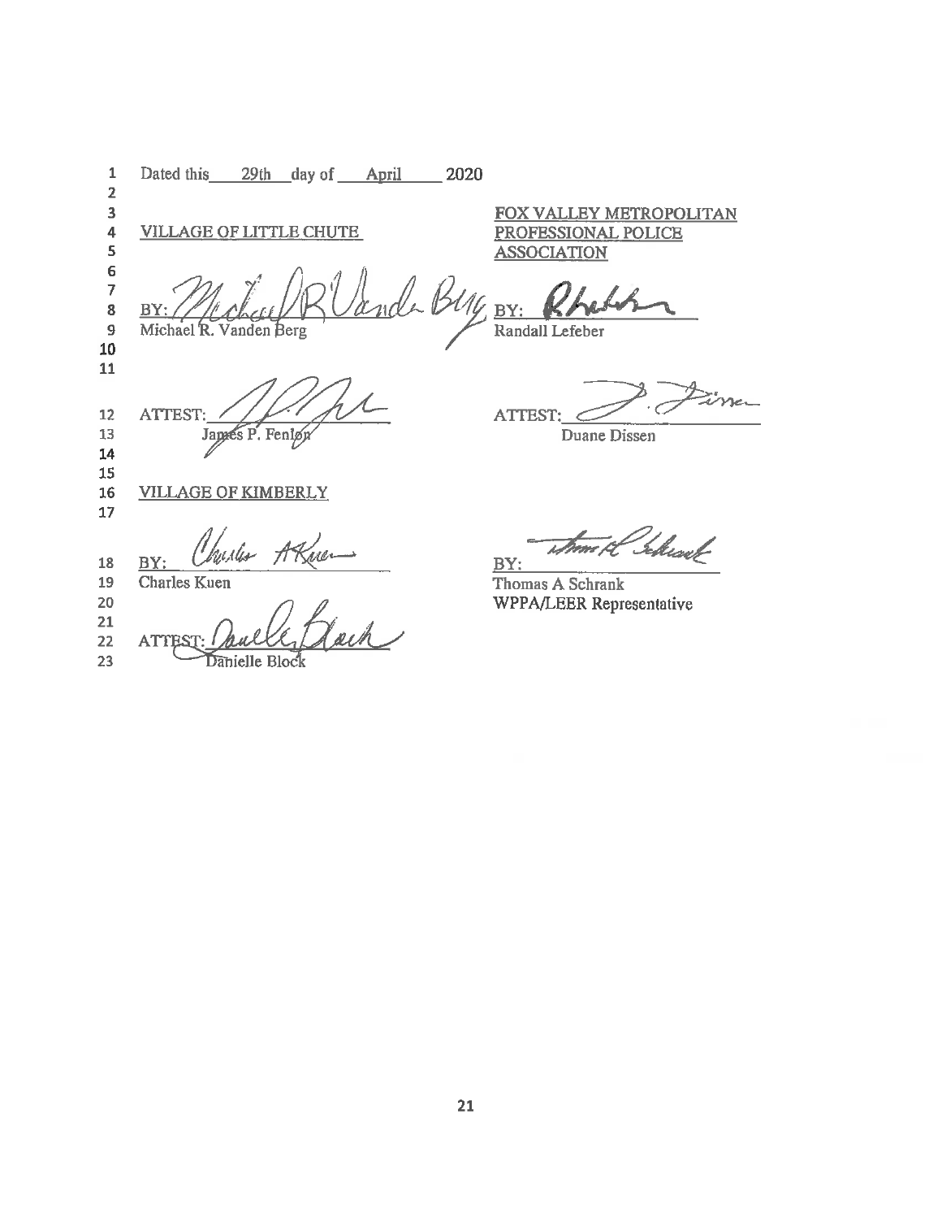Dated this 29th day of April 2020

VILLAGE OF LITTLE CHUTE

BY: ______________________
Michael R. Vanden Berg

ATTEST: ______________________
James P. Fenlon

VILLAGE OF KIMBERLY

BY: ______________________
Charles Kuen

ATTEST: ______________________
Danielle Block

FOX VALLEY METROPOLITAN PROFESSIONAL POLICE ASSOCIATION

BY: ______________________
Randall Lefeber

ATTEST: ______________________
Duane Dissen

BY: ______________________
Thomas A Schrank
WPPA/LEER Representative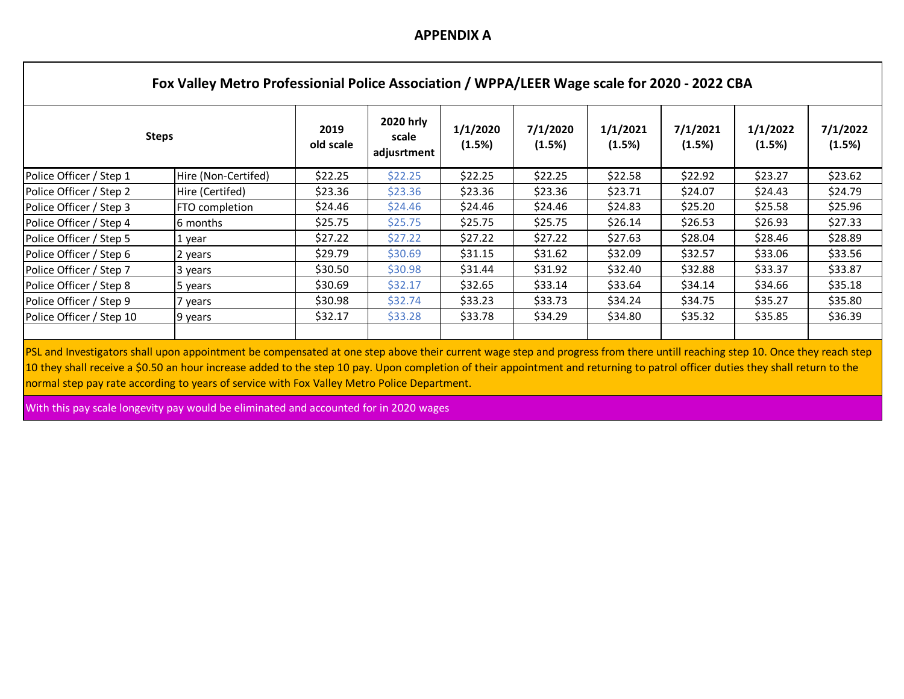## APPENDIX A

| Fox Valley Metro Professionial Police Association / WPPA/LEER Wage scale for 2020 - 2022 CBA | | | | | | | | | |
|---|---|---|---|---|---|---|---|---|---|
| **Steps** | | **2019 old scale** | **2020 hrly scale adjusrtment** | **1/1/2020 (1.5%)** | **7/1/2020 (1.5%)** | **1/1/2021 (1.5%)** | **7/1/2021 (1.5%)** | **1/1/2022 (1.5%)** | **7/1/2022 (1.5%)** |
| Police Officer / Step 1 | Hire (Non-Certifed) | $22.25 | $22.25 | $22.25 | $22.25 | $22.58 | $22.92 | $23.27 | $23.62 |
| Police Officer / Step 2 | Hire (Certifed) | $23.36 | $23.36 | $23.36 | $23.36 | $23.71 | $24.07 | $24.43 | $24.79 |
| Police Officer / Step 3 | FTO completion | $24.46 | $24.46 | $24.46 | $24.46 | $24.83 | $25.20 | $25.58 | $25.96 |
| Police Officer / Step 4 | 6 months | $25.75 | $25.75 | $25.75 | $25.75 | $26.14 | $26.53 | $26.93 | $27.33 |
| Police Officer / Step 5 | 1 year | $27.22 | $27.22 | $27.22 | $27.22 | $27.63 | $28.04 | $28.46 | $28.89 |
| Police Officer / Step 6 | 2 years | $29.79 | $30.69 | $31.15 | $31.62 | $32.09 | $32.57 | $33.06 | $33.56 |
| Police Officer / Step 7 | 3 years | $30.50 | $30.98 | $31.44 | $31.92 | $32.40 | $32.88 | $33.37 | $33.87 |
| Police Officer / Step 8 | 5 years | $30.69 | $32.17 | $32.65 | $33.14 | $33.64 | $34.14 | $34.66 | $35.18 |
| Police Officer / Step 9 | 7 years | $30.98 | $32.74 | $33.23 | $33.73 | $34.24 | $34.75 | $35.27 | $35.80 |
| Police Officer / Step 10 | 9 years | $32.17 | $33.28 | $33.78 | $34.29 | $34.80 | $35.32 | $35.85 | $36.39 |

PSL and Investigators shall upon appointment be compensated at one step above their current wage step and progress from there untill reaching step 10. Once they reach step 10 they shall receive a $0.50 an hour increase added to the step 10 pay. Upon completion of their appointment and returning to patrol officer duties they shall return to the normal step pay rate according to years of service with Fox Valley Metro Police Department.

With this pay scale longevity pay would be eliminated and accounted for in 2020 wages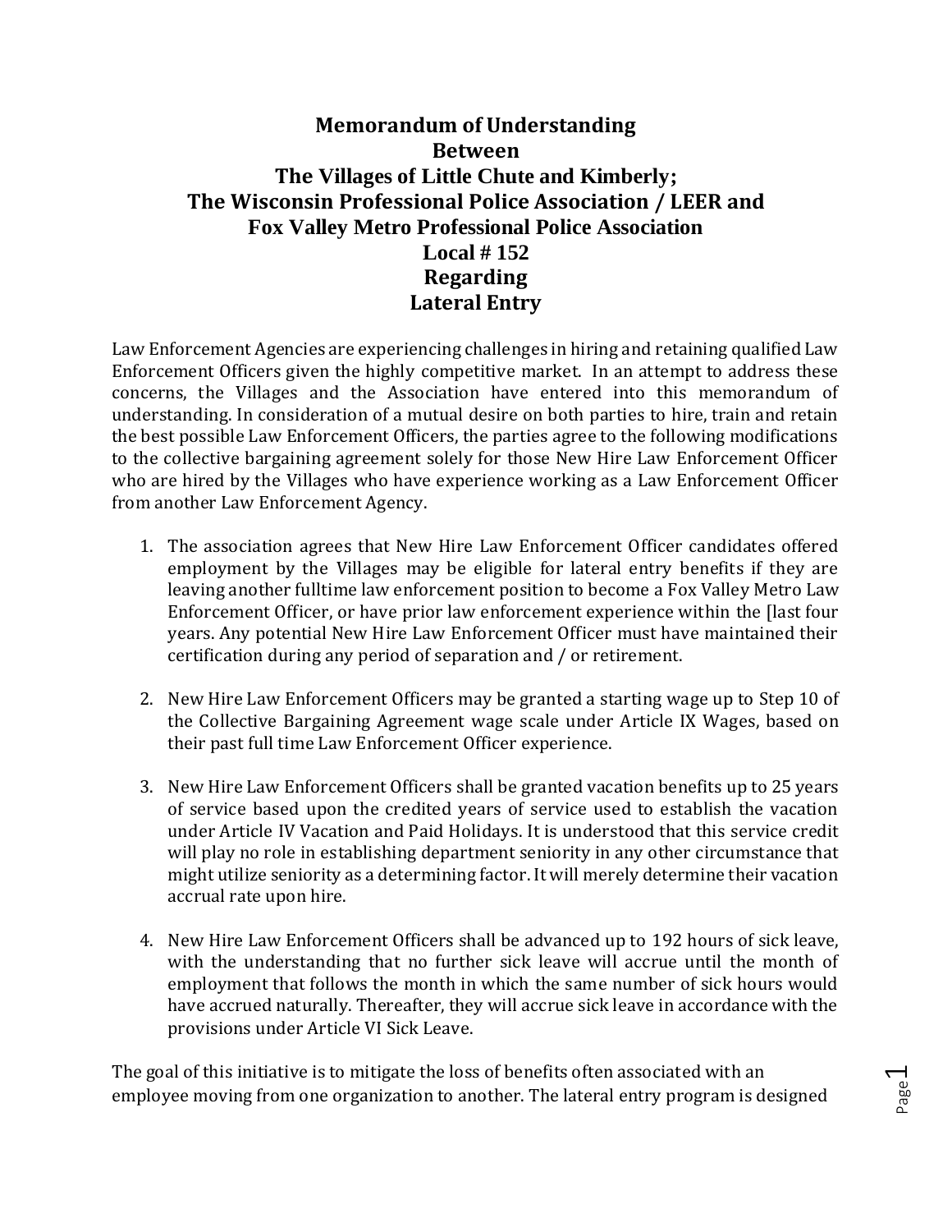# Memorandum of Understanding Between The Villages of Little Chute and Kimberly; The Wisconsin Professional Police Association / LEER and Fox Valley Metro Professional Police Association Local # 152 Regarding Lateral Entry

Law Enforcement Agencies are experiencing challenges in hiring and retaining qualified Law Enforcement Officers given the highly competitive market. In an attempt to address these concerns, the Villages and the Association have entered into this memorandum of understanding. In consideration of a mutual desire on both parties to hire, train and retain the best possible Law Enforcement Officers, the parties agree to the following modifications to the collective bargaining agreement solely for those New Hire Law Enforcement Officer who are hired by the Villages who have experience working as a Law Enforcement Officer from another Law Enforcement Agency.

1. The association agrees that New Hire Law Enforcement Officer candidates offered employment by the Villages may be eligible for lateral entry benefits if they are leaving another fulltime law enforcement position to become a Fox Valley Metro Law Enforcement Officer, or have prior law enforcement experience within the [last four years. Any potential New Hire Law Enforcement Officer must have maintained their certification during any period of separation and / or retirement.

2. New Hire Law Enforcement Officers may be granted a starting wage up to Step 10 of the Collective Bargaining Agreement wage scale under Article IX Wages, based on their past full time Law Enforcement Officer experience.

3. New Hire Law Enforcement Officers shall be granted vacation benefits up to 25 years of service based upon the credited years of service used to establish the vacation under Article IV Vacation and Paid Holidays. It is understood that this service credit will play no role in establishing department seniority in any other circumstance that might utilize seniority as a determining factor. It will merely determine their vacation accrual rate upon hire.

4. New Hire Law Enforcement Officers shall be advanced up to 192 hours of sick leave, with the understanding that no further sick leave will accrue until the month of employment that follows the month in which the same number of sick hours would have accrued naturally. Thereafter, they will accrue sick leave in accordance with the provisions under Article VI Sick Leave.

The goal of this initiative is to mitigate the loss of benefits often associated with an employee moving from one organization to another. The lateral entry program is designed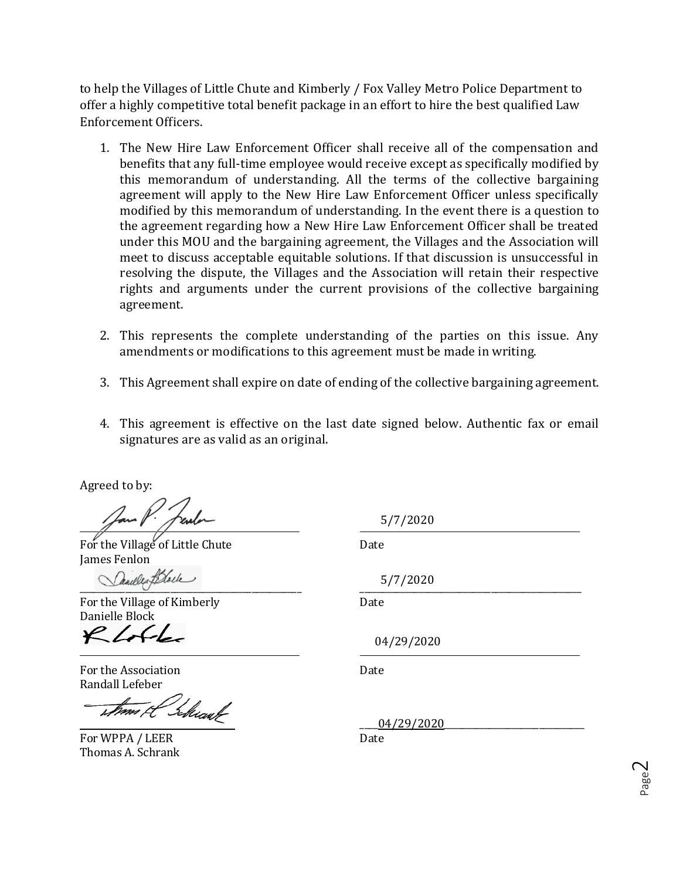to help the Villages of Little Chute and Kimberly / Fox Valley Metro Police Department to offer a highly competitive total benefit package in an effort to hire the best qualified Law Enforcement Officers.

1. The New Hire Law Enforcement Officer shall receive all of the compensation and benefits that any full-time employee would receive except as specifically modified by this memorandum of understanding. All the terms of the collective bargaining agreement will apply to the New Hire Law Enforcement Officer unless specifically modified by this memorandum of understanding. In the event there is a question to the agreement regarding how a New Hire Law Enforcement Officer shall be treated under this MOU and the bargaining agreement, the Villages and the Association will meet to discuss acceptable equitable solutions. If that discussion is unsuccessful in resolving the dispute, the Villages and the Association will retain their respective rights and arguments under the current provisions of the collective bargaining agreement.

2. This represents the complete understanding of the parties on this issue. Any amendments or modifications to this agreement must be made in writing.

3. This Agreement shall expire on date of ending of the collective bargaining agreement.

4. This agreement is effective on the last date signed below. Authentic fax or email signatures are as valid as an original.

Agreed to by:

| | |
|---|---|
| For the Village of Little Chute<br>James Fenlon | 5/7/2020<br>Date |
| For the Village of Kimberly<br>Danielle Block | 5/7/2020<br>Date |
| For the Association<br>Randall Lefeber | 04/29/2020<br>Date |
| For WPPA / LEER<br>Thomas A. Schrank | 04/29/2020<br>Date |